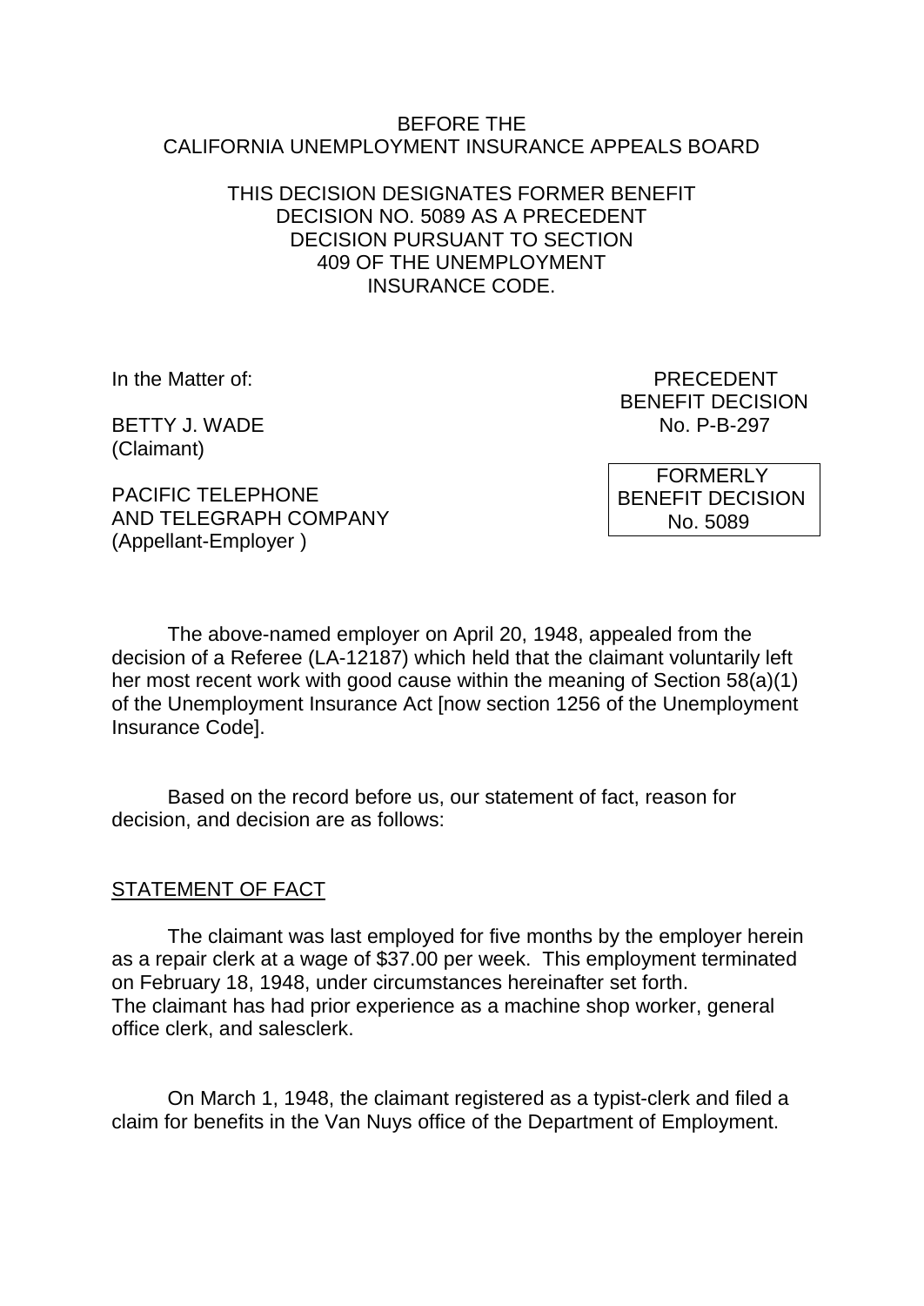BEFORE THE
CALIFORNIA UNEMPLOYMENT INSURANCE APPEALS BOARD

THIS DECISION DESIGNATES FORMER BENEFIT DECISION NO. 5089 AS A PRECEDENT DECISION PURSUANT TO SECTION 409 OF THE UNEMPLOYMENT INSURANCE CODE.

In the Matter of:

BETTY J. WADE
(Claimant)

PACIFIC TELEPHONE
AND TELEGRAPH COMPANY
(Appellant-Employer )

PRECEDENT
BENEFIT DECISION
No. P-B-297

FORMERLY
BENEFIT DECISION
No. 5089

The above-named employer on April 20, 1948, appealed from the decision of a Referee (LA-12187) which held that the claimant voluntarily left her most recent work with good cause within the meaning of Section 58(a)(1) of the Unemployment Insurance Act [now section 1256 of the Unemployment Insurance Code].

Based on the record before us, our statement of fact, reason for decision, and decision are as follows:

## STATEMENT OF FACT

The claimant was last employed for five months by the employer herein as a repair clerk at a wage of $37.00 per week. This employment terminated on February 18, 1948, under circumstances hereinafter set forth. The claimant has had prior experience as a machine shop worker, general office clerk, and salesclerk.

On March 1, 1948, the claimant registered as a typist-clerk and filed a claim for benefits in the Van Nuys office of the Department of Employment.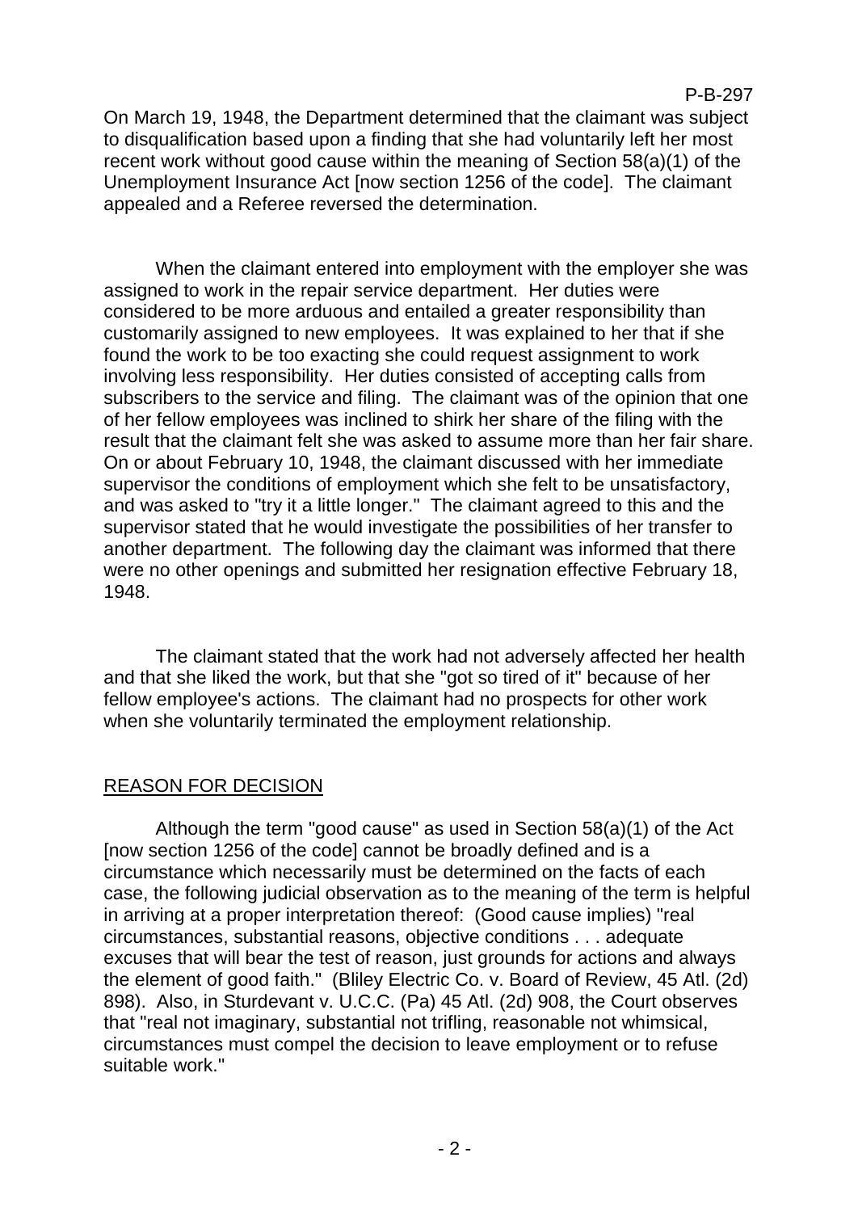On March 19, 1948, the Department determined that the claimant was subject to disqualification based upon a finding that she had voluntarily left her most recent work without good cause within the meaning of Section 58(a)(1) of the Unemployment Insurance Act [now section 1256 of the code]. The claimant appealed and a Referee reversed the determination.

When the claimant entered into employment with the employer she was assigned to work in the repair service department. Her duties were considered to be more arduous and entailed a greater responsibility than customarily assigned to new employees. It was explained to her that if she found the work to be too exacting she could request assignment to work involving less responsibility. Her duties consisted of accepting calls from subscribers to the service and filing. The claimant was of the opinion that one of her fellow employees was inclined to shirk her share of the filing with the result that the claimant felt she was asked to assume more than her fair share. On or about February 10, 1948, the claimant discussed with her immediate supervisor the conditions of employment which she felt to be unsatisfactory, and was asked to "try it a little longer." The claimant agreed to this and the supervisor stated that he would investigate the possibilities of her transfer to another department. The following day the claimant was informed that there were no other openings and submitted her resignation effective February 18, 1948.

The claimant stated that the work had not adversely affected her health and that she liked the work, but that she "got so tired of it" because of her fellow employee's actions. The claimant had no prospects for other work when she voluntarily terminated the employment relationship.

## REASON FOR DECISION

Although the term "good cause" as used in Section 58(a)(1) of the Act [now section 1256 of the code] cannot be broadly defined and is a circumstance which necessarily must be determined on the facts of each case, the following judicial observation as to the meaning of the term is helpful in arriving at a proper interpretation thereof: (Good cause implies) "real circumstances, substantial reasons, objective conditions . . . adequate excuses that will bear the test of reason, just grounds for actions and always the element of good faith." (Bliley Electric Co. v. Board of Review, 45 Atl. (2d) 898). Also, in Sturdevant v. U.C.C. (Pa) 45 Atl. (2d) 908, the Court observes that "real not imaginary, substantial not trifling, reasonable not whimsical, circumstances must compel the decision to leave employment or to refuse suitable work."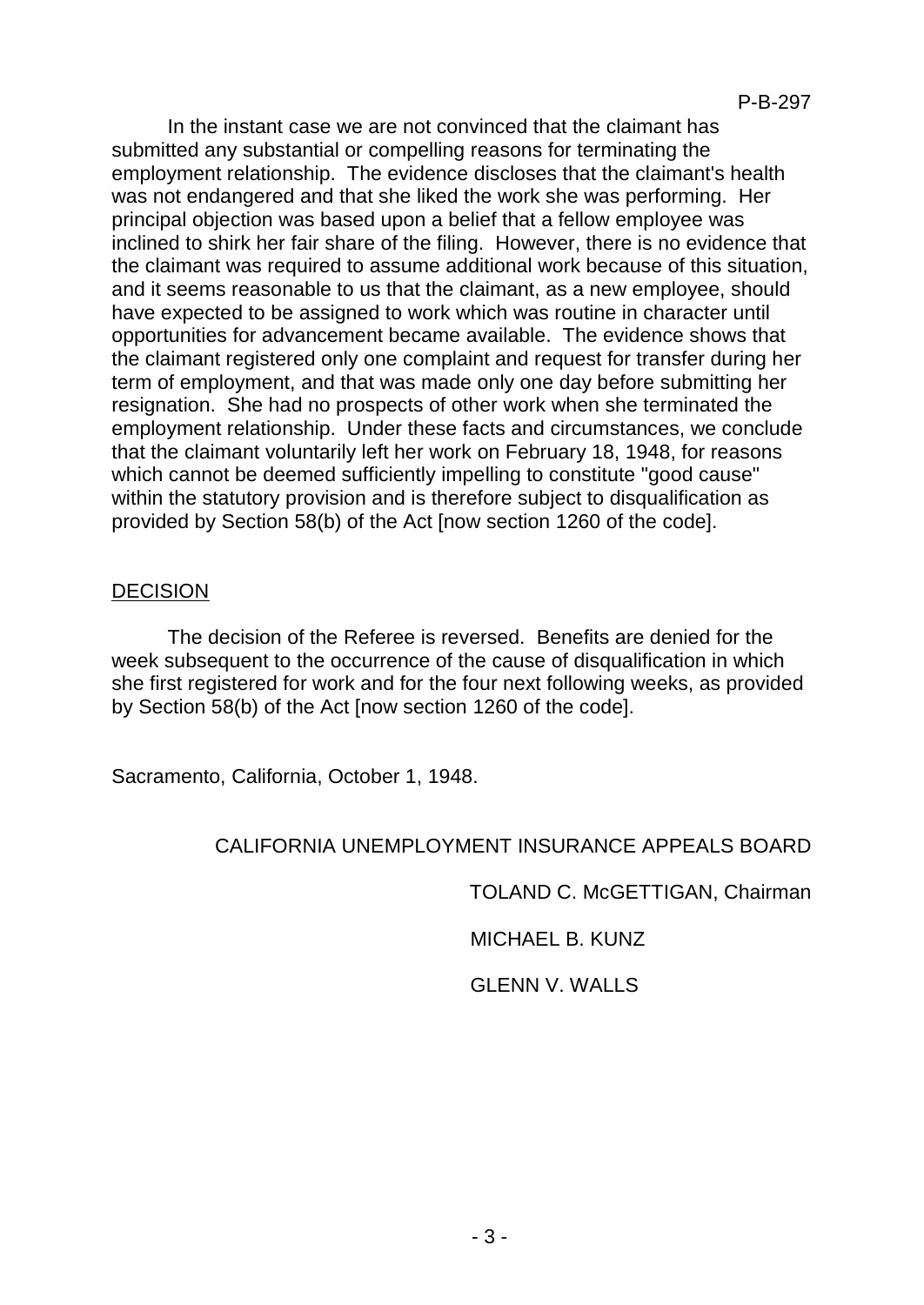In the instant case we are not convinced that the claimant has submitted any substantial or compelling reasons for terminating the employment relationship. The evidence discloses that the claimant's health was not endangered and that she liked the work she was performing. Her principal objection was based upon a belief that a fellow employee was inclined to shirk her fair share of the filing. However, there is no evidence that the claimant was required to assume additional work because of this situation, and it seems reasonable to us that the claimant, as a new employee, should have expected to be assigned to work which was routine in character until opportunities for advancement became available. The evidence shows that the claimant registered only one complaint and request for transfer during her term of employment, and that was made only one day before submitting her resignation. She had no prospects of other work when she terminated the employment relationship. Under these facts and circumstances, we conclude that the claimant voluntarily left her work on February 18, 1948, for reasons which cannot be deemed sufficiently impelling to constitute "good cause" within the statutory provision and is therefore subject to disqualification as provided by Section 58(b) of the Act [now section 1260 of the code].

## DECISION

The decision of the Referee is reversed. Benefits are denied for the week subsequent to the occurrence of the cause of disqualification in which she first registered for work and for the four next following weeks, as provided by Section 58(b) of the Act [now section 1260 of the code].

Sacramento, California, October 1, 1948.

CALIFORNIA UNEMPLOYMENT INSURANCE APPEALS BOARD

TOLAND C. McGETTIGAN, Chairman

MICHAEL B. KUNZ

GLENN V. WALLS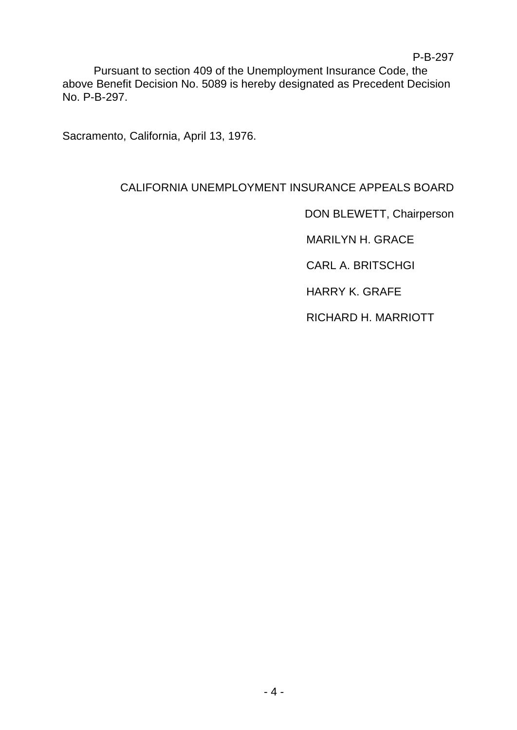P-B-297

Pursuant to section 409 of the Unemployment Insurance Code, the above Benefit Decision No. 5089 is hereby designated as Precedent Decision No. P-B-297.

Sacramento, California, April 13, 1976.

CALIFORNIA UNEMPLOYMENT INSURANCE APPEALS BOARD

DON BLEWETT, Chairperson

MARILYN H. GRACE

CARL A. BRITSCHGI

HARRY K. GRAFE

RICHARD H. MARRIOTT